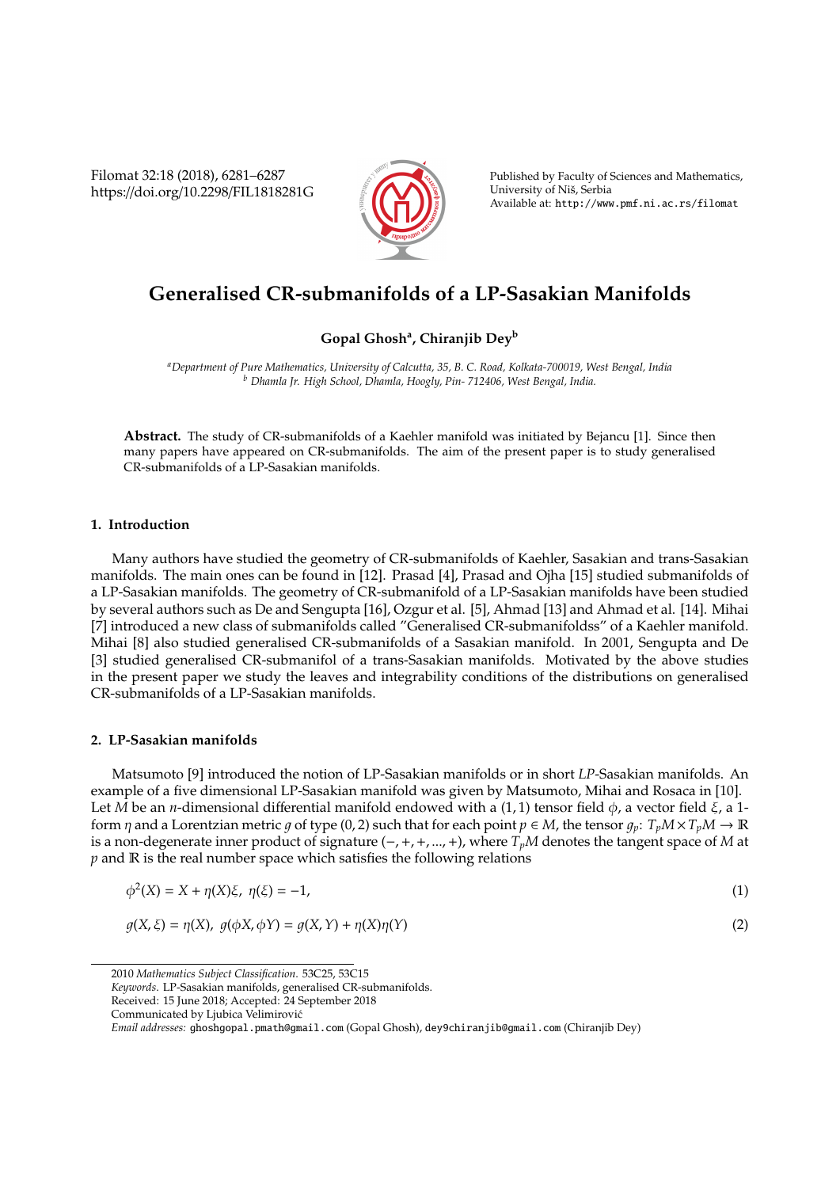# Generalised CR-submanifolds of a LP-Sasakian Manifolds

**Gopal Ghosh[a], Chiranjib Dey[b]**

*[a]Department of Pure Mathematics, University of Calcutta, 35, B. C. Road, Kolkata-700019, West Bengal, India*
*[b] Dhamla Jr. High School, Dhamla, Hoogly, Pin- 712406, West Bengal, India.*

**Abstract.** The study of CR-submanifolds of a Kaehler manifold was initiated by Bejancu [1]. Since then many papers have appeared on CR-submanifolds. The aim of the present paper is to study generalised CR-submanifolds of a LP-Sasakian manifolds.

## 1. Introduction

Many authors have studied the geometry of CR-submanifolds of Kaehler, Sasakian and trans-Sasakian manifolds. The main ones can be found in [12]. Prasad [4], Prasad and Ojha [15] studied submanifolds of a LP-Sasakian manifolds. The geometry of CR-submanifold of a LP-Sasakian manifolds have been studied by several authors such as De and Sengupta [16], Ozgur et al. [5], Ahmad [13] and Ahmad et al. [14]. Mihai [7] introduced a new class of submanifolds called "Generalised CR-submanifoldss" of a Kaehler manifold. Mihai [8] also studied generalised CR-submanifolds of a Sasakian manifold. In 2001, Sengupta and De [3] studied generalised CR-submanifol of a trans-Sasakian manifolds. Motivated by the above studies in the present paper we study the leaves and integrability conditions of the distributions on generalised CR-submanifolds of a LP-Sasakian manifolds.

## 2. LP-Sasakian manifolds

Matsumoto [9] introduced the notion of LP-Sasakian manifolds or in short *LP*-Sasakian manifolds. An example of a five dimensional LP-Sasakian manifold was given by Matsumoto, Mihai and Rosaca in [10]. Let $M$ be an $n$-dimensional differential manifold endowed with a $(1,1)$ tensor field $\phi$, a vector field $\xi$, a 1-form $\eta$ and a Lorentzian metric $g$ of type $(0,2)$ such that for each point $p \in M$, the tensor $g_p$: $T_pM \times T_pM \to \mathbb{R}$ is a non-degenerate inner product of signature $(-,+,+,...,+)$, where $T_pM$ denotes the tangent space of $M$ at $p$ and $\mathbb{R}$ is the real number space which satisfies the following relations

$$\phi^2(X) = X + \eta(X)\xi, \ \eta(\xi) = -1, \tag{1}$$

$$g(X,\xi) = \eta(X), \ g(\phi X, \phi Y) = g(X,Y) + \eta(X)\eta(Y) \tag{2}$$

2010 *Mathematics Subject Classification*. 53C25, 53C15
*Keywords*. LP-Sasakian manifolds, generalised CR-submanifolds.
Received: 15 June 2018; Accepted: 24 September 2018
Communicated by Ljubica Velimirović
*Email addresses:* ghoshgopal.pmath@gmail.com (Gopal Ghosh), dey9chiranjib@gmail.com (Chiranjib Dey)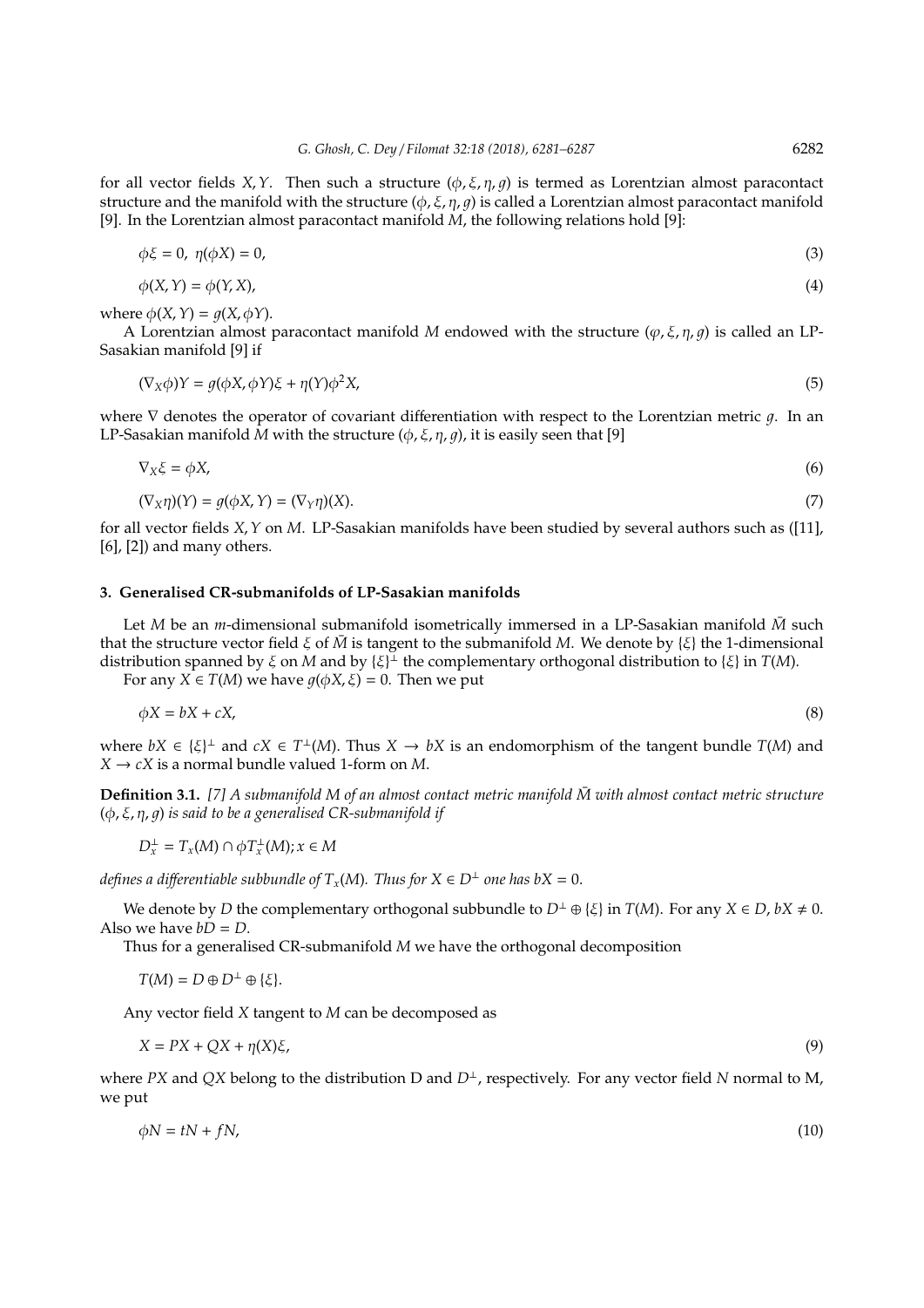for all vector fields $X, Y$. Then such a structure $(\phi, \xi, \eta, g)$ is termed as Lorentzian almost paracontact structure and the manifold with the structure $(\phi, \xi, \eta, g)$ is called a Lorentzian almost paracontact manifold [9]. In the Lorentzian almost paracontact manifold $M$, the following relations hold [9]:

$$\phi\xi = 0, \ \eta(\phi X) = 0, \tag{3}$$

$$\phi(X, Y) = \phi(Y, X), \tag{4}$$

where $\phi(X, Y) = g(X, \phi Y)$.

A Lorentzian almost paracontact manifold $M$ endowed with the structure $(\varphi, \xi, \eta, g)$ is called an LP-Sasakian manifold [9] if

$$(\nabla_X \phi)Y = g(\phi X, \phi Y)\xi + \eta(Y)\phi^2 X, \tag{5}$$

where $\nabla$ denotes the operator of covariant differentiation with respect to the Lorentzian metric $g$. In an LP-Sasakian manifold $M$ with the structure $(\phi, \xi, \eta, g)$, it is easily seen that [9]

$$\nabla_X \xi = \phi X, \tag{6}$$

$$(\nabla_X \eta)(Y) = g(\phi X, Y) = (\nabla_Y \eta)(X). \tag{7}$$

for all vector fields $X, Y$ on $M$. LP-Sasakian manifolds have been studied by several authors such as ([11], [6], [2]) and many others.

## 3. Generalised CR-submanifolds of LP-Sasakian manifolds

Let $M$ be an $m$-dimensional submanifold isometrically immersed in a LP-Sasakian manifold $\bar{M}$ such that the structure vector field $\xi$ of $\bar{M}$ is tangent to the submanifold $M$. We denote by $\{\xi\}$ the 1-dimensional distribution spanned by $\xi$ on $M$ and by $\{\xi\}^{\perp}$ the complementary orthogonal distribution to $\{\xi\}$ in $T(M)$.

For any $X \in T(M)$ we have $g(\phi X, \xi) = 0$. Then we put

$$\phi X = bX + cX, \tag{8}$$

where $bX \in \{\xi\}^{\perp}$ and $cX \in T^{\perp}(M)$. Thus $X \to bX$ is an endomorphism of the tangent bundle $T(M)$ and $X \to cX$ is a normal bundle valued 1-form on $M$.

**Definition 3.1.** *[7] A submanifold $M$ of an almost contact metric manifold $\bar{M}$ with almost contact metric structure $(\phi, \xi, \eta, g)$ is said to be a generalised CR-submanifold if*

$$D_x^{\perp} = T_x(M) \cap \phi T_x^{\perp}(M); x \in M$$

*defines a differentiable subbundle of $T_x(M)$. Thus for $X \in D^{\perp}$ one has $bX = 0$.*

We denote by $D$ the complementary orthogonal subbundle to $D^{\perp} \oplus \{\xi\}$ in $T(M)$. For any $X \in D$, $bX \neq 0$. Also we have $bD = D$.

Thus for a generalised CR-submanifold $M$ we have the orthogonal decomposition

$$T(M) = D \oplus D^{\perp} \oplus \{\xi\}.$$

Any vector field $X$ tangent to $M$ can be decomposed as

$$X = PX + QX + \eta(X)\xi, \tag{9}$$

where $PX$ and $QX$ belong to the distribution D and $D^{\perp}$, respectively. For any vector field $N$ normal to M, we put

$$\phi N = tN + fN, \tag{10}$$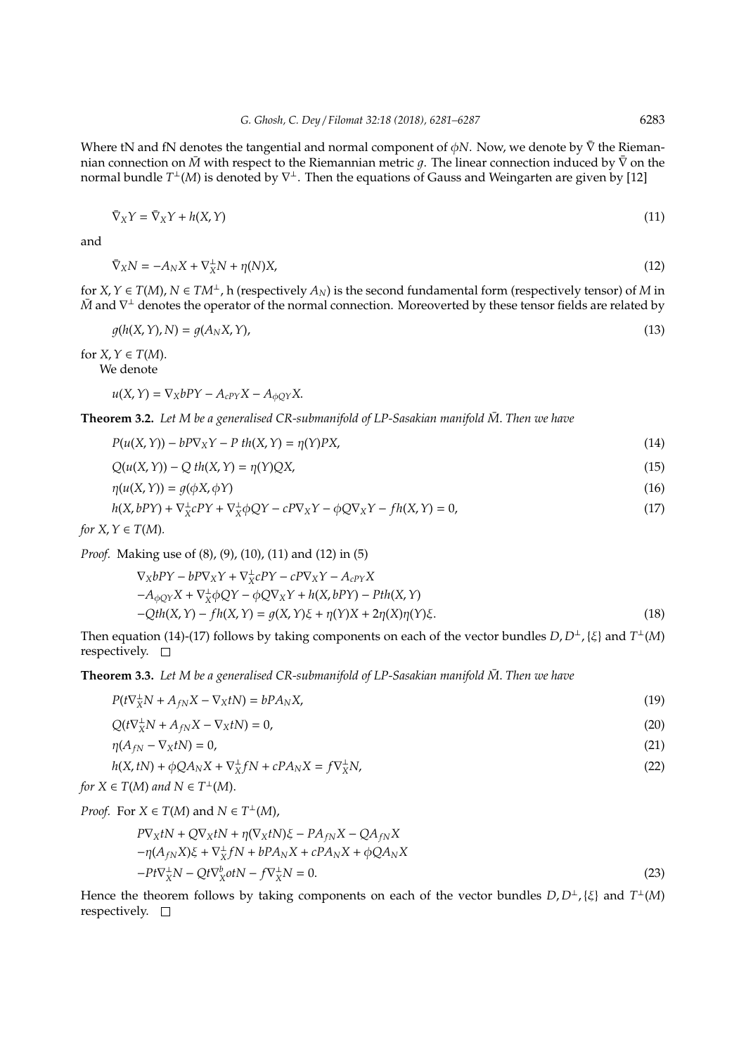Where tN and fN denotes the tangential and normal component of $\phi N$. Now, we denote by $\bar{\nabla}$ the Riemannian connection on $\bar{M}$ with respect to the Riemannian metric $g$. The linear connection induced by $\bar{\nabla}$ on the normal bundle $T^{\perp}(M)$ is denoted by $\nabla^{\perp}$. Then the equations of Gauss and Weingarten are given by [12]

$$\bar{\nabla}_X Y = \bar{\nabla}_X Y + h(X, Y) \tag{11}$$

and

$$\bar{\nabla}_X N = -A_N X + \nabla^{\perp}_X N + \eta(N)X, \tag{12}$$

for $X, Y \in T(M)$, $N \in TM^{\perp}$, h (respectively $A_N$) is the second fundamental form (respectively tensor) of $M$ in $\bar{M}$ and $\nabla^{\perp}$ denotes the operator of the normal connection. Moreoverted by these tensor fields are related by

$$g(h(X, Y), N) = g(A_N X, Y), \tag{13}$$

for $X, Y \in T(M)$.

We denote

$$u(X, Y) = \nabla_X bPY - A_{cPY}X - A_{\phi QY}X.$$

**Theorem 3.2.** *Let M be a generalised CR-submanifold of LP-Sasakian manifold $\bar{M}$. Then we have*

$$P(u(X, Y)) - bP\nabla_X Y - P\, th(X, Y) = \eta(Y)PX, \tag{14}$$

$$Q(u(X, Y)) - Q\, th(X, Y) = \eta(Y)QX, \tag{15}$$

$$\eta(u(X, Y)) = g(\phi X, \phi Y) \tag{16}$$

$$h(X, bPY) + \nabla^{\perp}_X cPY + \nabla^{\perp}_X \phi QY - cP\nabla_X Y - \phi Q\nabla_X Y - fh(X, Y) = 0, \tag{17}$$

*for $X, Y \in T(M)$.*

*Proof.* Making use of (8), (9), (10), (11) and (12) in (5)

$$\begin{aligned}
&\nabla_X bPY - bP\nabla_X Y + \nabla^{\perp}_X cPY - cP\nabla_X Y - A_{cPY}X \\
&-A_{\phi QY}X + \nabla^{\perp}_X \phi QY - \phi Q\nabla_X Y + h(X, bPY) - Pth(X, Y) \\
&-Qth(X, Y) - fh(X, Y) = g(X, Y)\xi + \eta(Y)X + 2\eta(X)\eta(Y)\xi.
\end{aligned} \tag{18}$$

Then equation (14)-(17) follows by taking components on each of the vector bundles $D, D^{\perp}, \{\xi\}$ and $T^{\perp}(M)$ respectively. □

**Theorem 3.3.** *Let M be a generalised CR-submanifold of LP-Sasakian manifold $\bar{M}$. Then we have*

$$P(t\nabla^{\perp}_X N + A_{fN}X - \nabla_X tN) = bPA_N X, \tag{19}$$

$$Q(t\nabla^{\perp}_X N + A_{fN}X - \nabla_X tN) = 0, \tag{20}$$

$$\eta(A_{fN} - \nabla_X tN) = 0, \tag{21}$$

$$h(X, tN) + \phi QA_N X + \nabla^{\perp}_X fN + cPA_N X = f\nabla^{\perp}_X N, \tag{22}$$

*for $X \in T(M)$ and $N \in T^{\perp}(M)$.*

*Proof.* For $X \in T(M)$ and $N \in T^{\perp}(M)$,

$$\begin{aligned}
&P\nabla_X tN + Q\nabla_X tN + \eta(\nabla_X tN)\xi - PA_{fN}X - QA_{fN}X \\
&-\eta(A_{fN}X)\xi + \nabla^{\perp}_X fN + bPA_N X + cPA_N X + \phi QA_N X \\
&-Pt\nabla^{\perp}_X N - Qt\nabla^{b}_X otN - f\nabla^{\perp}_X N = 0.
\end{aligned} \tag{23}$$

Hence the theorem follows by taking components on each of the vector bundles $D, D^{\perp}, \{\xi\}$ and $T^{\perp}(M)$ respectively. □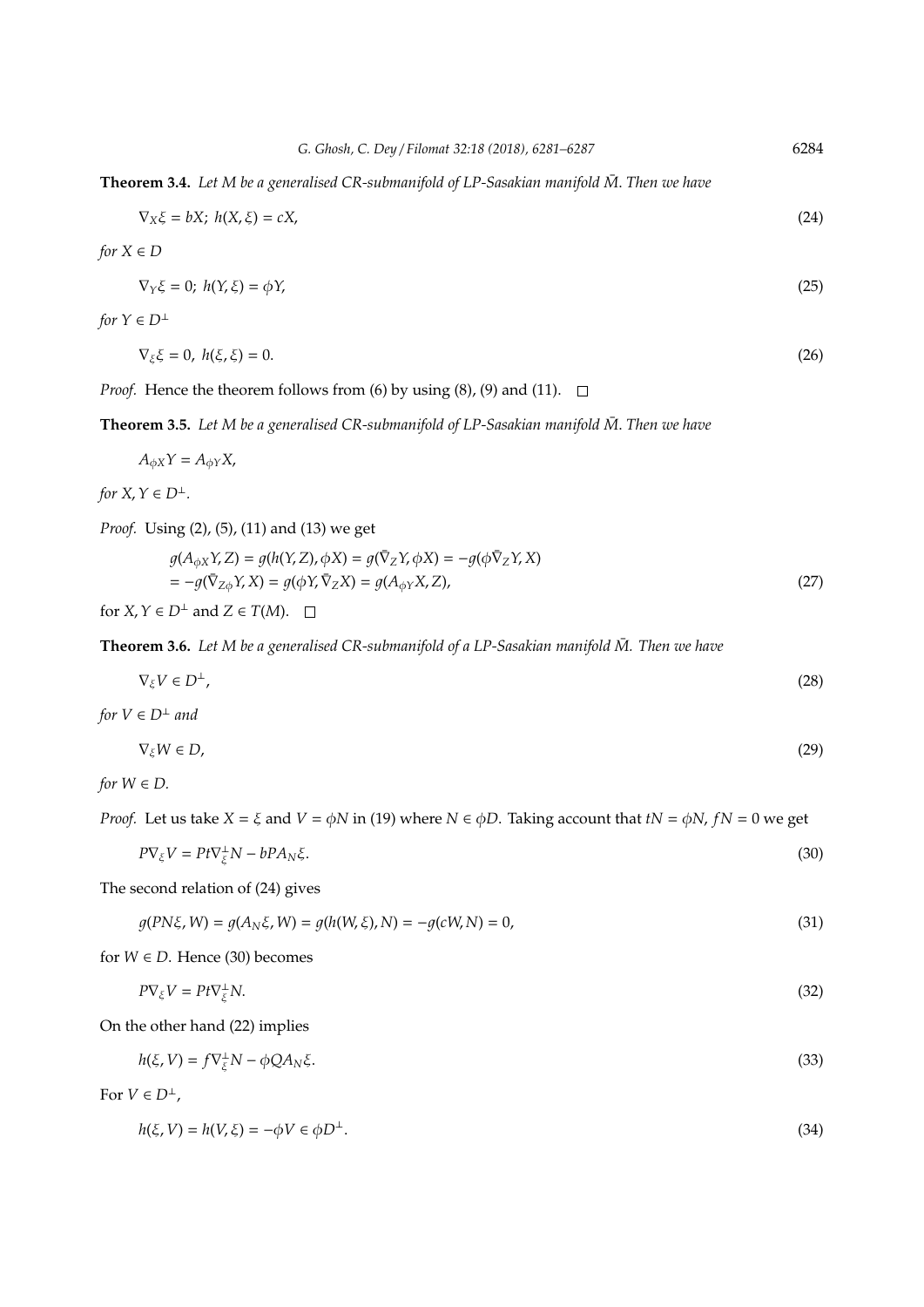**Theorem 3.4.** *Let $M$ be a generalised CR-submanifold of LP-Sasakian manifold $\bar{M}$. Then we have*

$$\nabla_X \xi = bX; \; h(X, \xi) = cX, \tag{24}$$

*for $X \in D$*

$$\nabla_Y \xi = 0; \; h(Y, \xi) = \phi Y, \tag{25}$$

*for $Y \in D^{\perp}$*

$$\nabla_\xi \xi = 0, \; h(\xi, \xi) = 0. \tag{26}$$

*Proof.* Hence the theorem follows from (6) by using (8), (9) and (11). □

**Theorem 3.5.** *Let $M$ be a generalised CR-submanifold of LP-Sasakian manifold $\bar{M}$. Then we have*

$$A_{\phi X} Y = A_{\phi Y} X,$$

*for $X, Y \in D^{\perp}$.*

*Proof.* Using (2), (5), (11) and (13) we get

$$\begin{aligned} &g(A_{\phi X} Y, Z) = g(h(Y, Z), \phi X) = g(\bar{\nabla}_Z Y, \phi X) = -g(\phi \bar{\nabla}_Z Y, X) \\ &= -g(\bar{\nabla}_{Z\phi} Y, X) = g(\phi Y, \bar{\nabla}_Z X) = g(A_{\phi Y} X, Z), \end{aligned} \tag{27}$$

for $X, Y \in D^{\perp}$ and $Z \in T(M)$. □

**Theorem 3.6.** *Let $M$ be a generalised CR-submanifold of a LP-Sasakian manifold $\bar{M}$. Then we have*

$$\nabla_\xi V \in D^{\perp}, \tag{28}$$

*for $V \in D^{\perp}$ and*

$$\nabla_\xi W \in D, \tag{29}$$

*for $W \in D$.*

*Proof.* Let us take $X = \xi$ and $V = \phi N$ in (19) where $N \in \phi D$. Taking account that $tN = \phi N$, $fN = 0$ we get

$$P\nabla_\xi V = Pt\nabla_\xi^{\perp} N - bPA_N \xi. \tag{30}$$

The second relation of (24) gives

$$g(PN\xi, W) = g(A_N \xi, W) = g(h(W, \xi), N) = -g(cW, N) = 0, \tag{31}$$

for $W \in D$. Hence (30) becomes

$$P\nabla_\xi V = Pt\nabla_\xi^{\perp} N. \tag{32}$$

On the other hand (22) implies

$$h(\xi, V) = f\nabla_\xi^{\perp} N - \phi Q A_N \xi. \tag{33}$$

For $V \in D^{\perp}$,

$$h(\xi, V) = h(V, \xi) = -\phi V \in \phi D^{\perp}. \tag{34}$$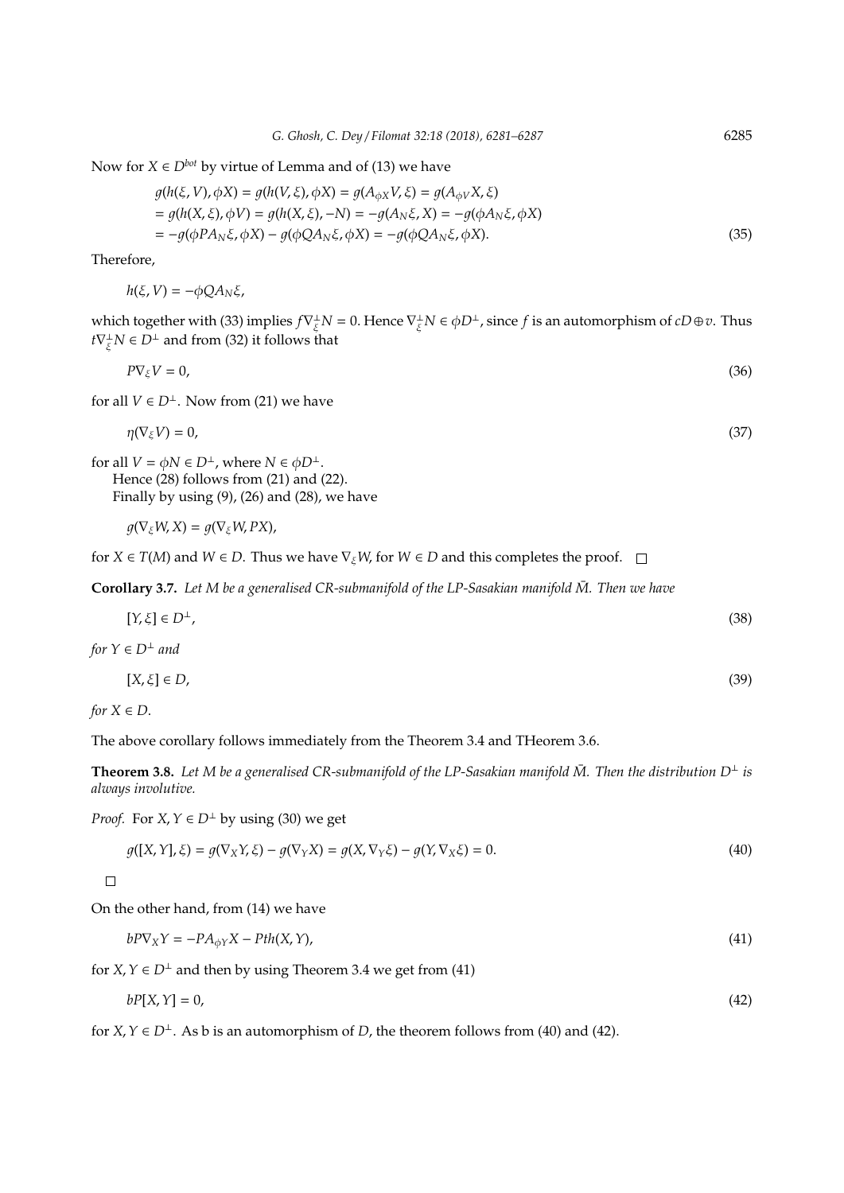Now for $X \in D^{bot}$ by virtue of Lemma and of (13) we have

$$
\begin{aligned}
& g(h(\xi, V), \phi X) = g(h(V, \xi), \phi X) = g(A_{\phi X} V, \xi) = g(A_{\phi V} X, \xi) \\
& = g(h(X, \xi), \phi V) = g(h(X, \xi), -N) = -g(A_N \xi, X) = -g(\phi A_N \xi, \phi X) \\
& = -g(\phi P A_N \xi, \phi X) - g(\phi Q A_N \xi, \phi X) = -g(\phi Q A_N \xi, \phi X). \quad (35)
\end{aligned}
$$

Therefore,

$$h(\xi, V) = -\phi Q A_N \xi,$$

which together with (33) implies $f \nabla^{\perp}_{\xi} N = 0$. Hence $\nabla^{\perp}_{\xi} N \in \phi D^{\perp}$, since $f$ is an automorphism of $cD \oplus v$. Thus $t \nabla^{\perp}_{\xi} N \in D^{\perp}$ and from (32) it follows that

$$P \nabla_{\xi} V = 0, \quad (36)$$

for all $V \in D^{\perp}$. Now from (21) we have

$$\eta(\nabla_{\xi} V) = 0, \quad (37)$$

for all $V = \phi N \in D^{\perp}$, where $N \in \phi D^{\perp}$.

Hence (28) follows from (21) and (22).

Finally by using (9), (26) and (28), we have

$$g(\nabla_{\xi} W, X) = g(\nabla_{\xi} W, PX),$$

for $X \in T(M)$ and $W \in D$. Thus we have $\nabla_{\xi} W$, for $W \in D$ and this completes the proof. □

**Corollary 3.7.** *Let $M$ be a generalised CR-submanifold of the LP-Sasakian manifold $\bar{M}$. Then we have*

$$[Y, \xi] \in D^{\perp}, \quad (38)$$

*for $Y \in D^{\perp}$ and*

$$[X, \xi] \in D, \quad (39)$$

*for $X \in D$.*

The above corollary follows immediately from the Theorem 3.4 and THeorem 3.6.

**Theorem 3.8.** *Let $M$ be a generalised CR-submanifold of the LP-Sasakian manifold $\bar{M}$. Then the distribution $D^{\perp}$ is always involutive.*

*Proof.* For $X, Y \in D^{\perp}$ by using (30) we get

$$g([X, Y], \xi) = g(\nabla_X Y, \xi) - g(\nabla_Y X) = g(X, \nabla_Y \xi) - g(Y, \nabla_X \xi) = 0. \quad (40)$$

□

On the other hand, from (14) we have

$$bP \nabla_X Y = -P A_{\phi Y} X - P th(X, Y), \quad (41)$$

for $X, Y \in D^{\perp}$ and then by using Theorem 3.4 we get from (41)

$$bP[X, Y] = 0, \quad (42)$$

for $X, Y \in D^{\perp}$. As b is an automorphism of $D$, the theorem follows from (40) and (42).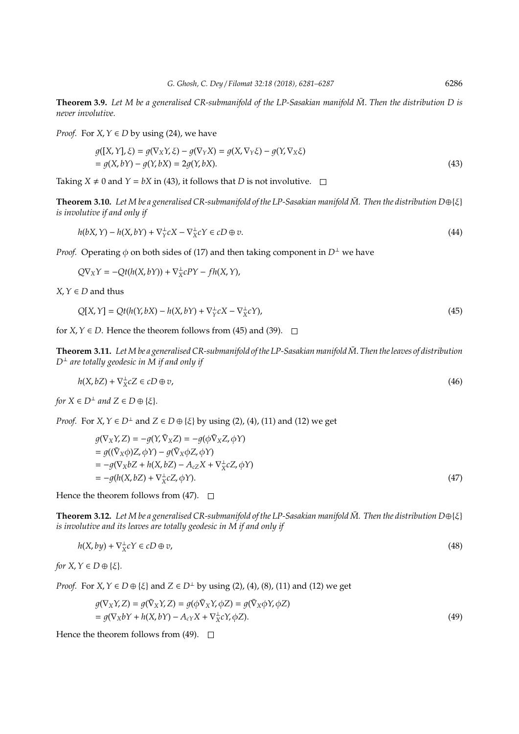**Theorem 3.9.** *Let $M$ be a generalised CR-submanifold of the LP-Sasakian manifold $\bar{M}$. Then the distribution $D$ is never involutive.*

*Proof.* For $X, Y \in D$ by using (24), we have

$$g([X,Y],\xi) = g(\nabla_X Y, \xi) - g(\nabla_Y X) = g(X, \nabla_Y \xi) - g(Y, \nabla_X \xi)$$
$$= g(X, bY) - g(Y, bX) = 2g(Y, bX). \tag{43}$$

Taking $X \neq 0$ and $Y = bX$ in (43), it follows that $D$ is not involutive. □

**Theorem 3.10.** *Let $M$ be a generalised CR-submanifold of the LP-Sasakian manifold $\bar{M}$. Then the distribution $D \oplus \{\xi\}$ is involutive if and only if*

$$h(bX, Y) - h(X, bY) + \nabla^{\perp}_Y cX - \nabla^{\perp}_X cY \in cD \oplus v. \tag{44}$$

*Proof.* Operating $\phi$ on both sides of (17) and then taking component in $D^{\perp}$ we have

$$Q\nabla_X Y = -Qt(h(X, bY)) + \nabla^{\perp}_X cPY - fh(X, Y),$$

$X, Y \in D$ and thus

$$Q[X,Y] = Qt(h(Y, bX) - h(X, bY) + \nabla^{\perp}_Y cX - \nabla^{\perp}_X cY), \tag{45}$$

for $X, Y \in D$. Hence the theorem follows from (45) and (39). □

**Theorem 3.11.** *Let $M$ be a generalised CR-submanifold of the LP-Sasakian manifold $\bar{M}$. Then the leaves of distribution $D^{\perp}$ are totally geodesic in $M$ if and only if*

$$h(X, bZ) + \nabla^{\perp}_X cZ \in cD \oplus v, \tag{46}$$

*for $X \in D^{\perp}$ and $Z \in D \oplus \{\xi\}$.*

*Proof.* For $X, Y \in D^{\perp}$ and $Z \in D \oplus \{\xi\}$ by using (2), (4), (11) and (12) we get

$$g(\nabla_X Y, Z) = -g(Y, \bar{\nabla}_X Z) = -g(\phi\bar{\nabla}_X Z, \phi Y)$$
$$= g((\bar{\nabla}_X \phi)Z, \phi Y) - g(\bar{\nabla}_X \phi Z, \phi Y)$$
$$= -g(\nabla_X bZ + h(X, bZ) - A_{cZ}X + \nabla^{\perp}_X cZ, \phi Y)$$
$$= -g(h(X, bZ) + \nabla^{\perp}_X cZ, \phi Y). \tag{47}$$

Hence the theorem follows from (47). □

**Theorem 3.12.** *Let $M$ be a generalised CR-submanifold of the LP-Sasakian manifold $\bar{M}$. Then the distribution $D \oplus \{\xi\}$ is involutive and its leaves are totally geodesic in $M$ if and only if*

$$h(X, by) + \nabla^{\perp}_X cY \in cD \oplus v, \tag{48}$$

*for $X, Y \in D \oplus \{\xi\}$.*

*Proof.* For $X, Y \in D \oplus \{\xi\}$ and $Z \in D^{\perp}$ by using (2), (4), (8), (11) and (12) we get

$$g(\nabla_X Y, Z) = g(\bar{\nabla}_X Y, Z) = g(\phi\bar{\nabla}_X Y, \phi Z) = g(\bar{\nabla}_X \phi Y, \phi Z)$$
$$= g(\nabla_X bY + h(X, bY) - A_{cY}X + \nabla^{\perp}_X cY, \phi Z). \tag{49}$$

Hence the theorem follows from (49). □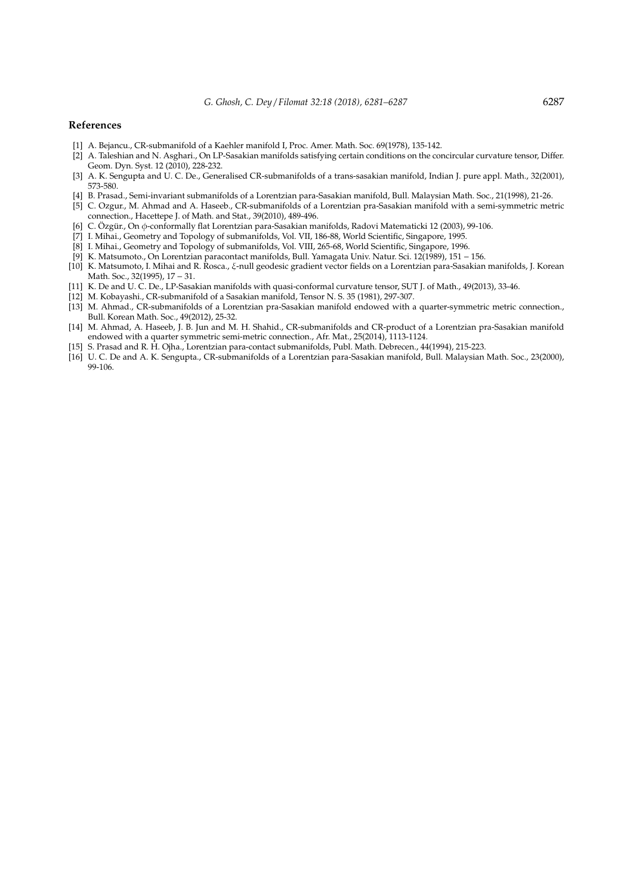## References

[1] A. Bejancu., CR-submanifold of a Kaehler manifold I, Proc. Amer. Math. Soc. 69(1978), 135-142.

[2] A. Taleshian and N. Asghari., On LP-Sasakian manifolds satisfying certain conditions on the concircular curvature tensor, Differ. Geom. Dyn. Syst. 12 (2010), 228-232.

[3] A. K. Sengupta and U. C. De., Generalised CR-submanifolds of a trans-sasakian manifold, Indian J. pure appl. Math., 32(2001), 573-580.

[4] B. Prasad., Semi-invariant submanifolds of a Lorentzian para-Sasakian manifold, Bull. Malaysian Math. Soc., 21(1998), 21-26.

[5] C. Ozgur., M. Ahmad and A. Haseeb., CR-submanifolds of a Lorentzian pra-Sasakian manifold with a semi-symmetric metric connection., Hacettepe J. of Math. and Stat., 39(2010), 489-496.

[6] C. Özgür., On $\phi$-conformally flat Lorentzian para-Sasakian manifolds, Radovi Matematicki 12 (2003), 99-106.

[7] I. Mihai., Geometry and Topology of submanifolds, Vol. VII, 186-88, World Scientific, Singapore, 1995.

[8] I. Mihai., Geometry and Topology of submanifolds, Vol. VIII, 265-68, World Scientific, Singapore, 1996.

[9] K. Matsumoto., On Lorentzian paracontact manifolds, Bull. Yamagata Univ. Natur. Sci. 12(1989), 151 − 156.

[10] K. Matsumoto, I. Mihai and R. Rosca., $\xi$-null geodesic gradient vector fields on a Lorentzian para-Sasakian manifolds, J. Korean Math. Soc., 32(1995), 17 − 31.

[11] K. De and U. C. De., LP-Sasakian manifolds with quasi-conformal curvature tensor, SUT J. of Math., 49(2013), 33-46.

[12] M. Kobayashi., CR-submanifold of a Sasakian manifold, Tensor N. S. 35 (1981), 297-307.

[13] M. Ahmad., CR-submanifolds of a Lorentzian pra-Sasakian manifold endowed with a quarter-symmetric metric connection., Bull. Korean Math. Soc., 49(2012), 25-32.

[14] M. Ahmad, A. Haseeb, J. B. Jun and M. H. Shahid., CR-submanifolds and CR-product of a Lorentzian pra-Sasakian manifold endowed with a quarter symmetric semi-metric connection., Afr. Mat., 25(2014), 1113-1124.

[15] S. Prasad and R. H. Ojha., Lorentzian para-contact submanifolds, Publ. Math. Debrecen., 44(1994), 215-223.

[16] U. C. De and A. K. Sengupta., CR-submanifolds of a Lorentzian para-Sasakian manifold, Bull. Malaysian Math. Soc., 23(2000), 99-106.